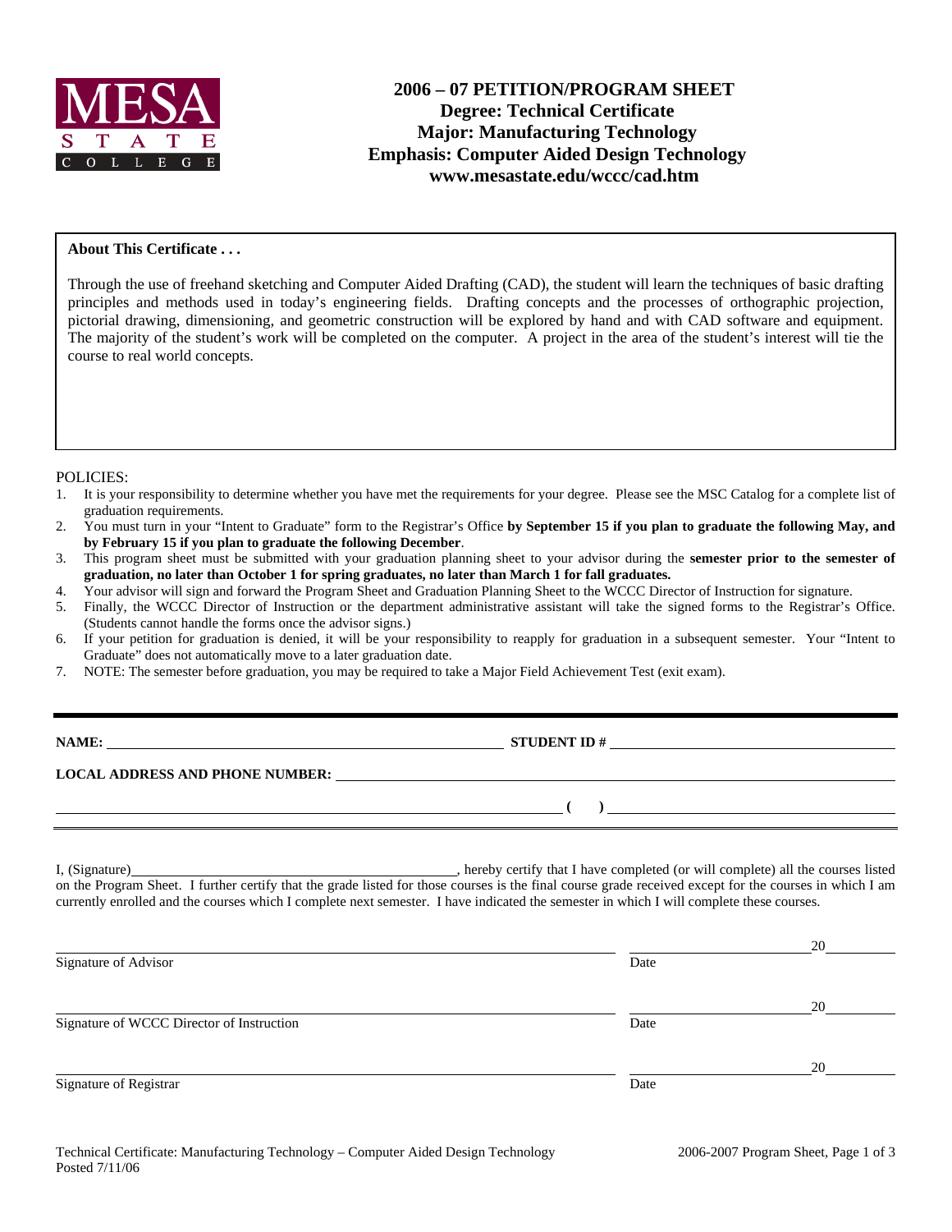MESA STATE COLLEGE

# 2006 – 07 PETITION/PROGRAM SHEET
## Degree: Technical Certificate
## Major: Manufacturing Technology
## Emphasis: Computer Aided Design Technology
## www.mesastate.edu/wccc/cad.htm

**About This Certificate . . .**

Through the use of freehand sketching and Computer Aided Drafting (CAD), the student will learn the techniques of basic drafting principles and methods used in today's engineering fields. Drafting concepts and the processes of orthographic projection, pictorial drawing, dimensioning, and geometric construction will be explored by hand and with CAD software and equipment. The majority of the student's work will be completed on the computer. A project in the area of the student's interest will tie the course to real world concepts.

POLICIES:

1. It is your responsibility to determine whether you have met the requirements for your degree. Please see the MSC Catalog for a complete list of graduation requirements.
2. You must turn in your "Intent to Graduate" form to the Registrar's Office **by September 15 if you plan to graduate the following May, and by February 15 if you plan to graduate the following December**.
3. This program sheet must be submitted with your graduation planning sheet to your advisor during the **semester prior to the semester of graduation, no later than October 1 for spring graduates, no later than March 1 for fall graduates.**
4. Your advisor will sign and forward the Program Sheet and Graduation Planning Sheet to the WCCC Director of Instruction for signature.
5. Finally, the WCCC Director of Instruction or the department administrative assistant will take the signed forms to the Registrar's Office. (Students cannot handle the forms once the advisor signs.)
6. If your petition for graduation is denied, it will be your responsibility to reapply for graduation in a subsequent semester. Your "Intent to Graduate" does not automatically move to a later graduation date.
7. NOTE: The semester before graduation, you may be required to take a Major Field Achievement Test (exit exam).

---

**NAME:** ______________________________ **STUDENT ID #** ______________________________

**LOCAL ADDRESS AND PHONE NUMBER:** ______________________________

______________________________ **( )** ______________________________

I, (Signature)______________________________, hereby certify that I have completed (or will complete) all the courses listed on the Program Sheet. I further certify that the grade listed for those courses is the final course grade received except for the courses in which I am currently enrolled and the courses which I complete next semester. I have indicated the semester in which I will complete these courses.

______________________________ ______________ 20______
Signature of Advisor Date

______________________________ ______________ 20______
Signature of WCCC Director of Instruction Date

______________________________ ______________ 20______
Signature of Registrar Date

Technical Certificate: Manufacturing Technology – Computer Aided Design Technology
Posted 7/11/06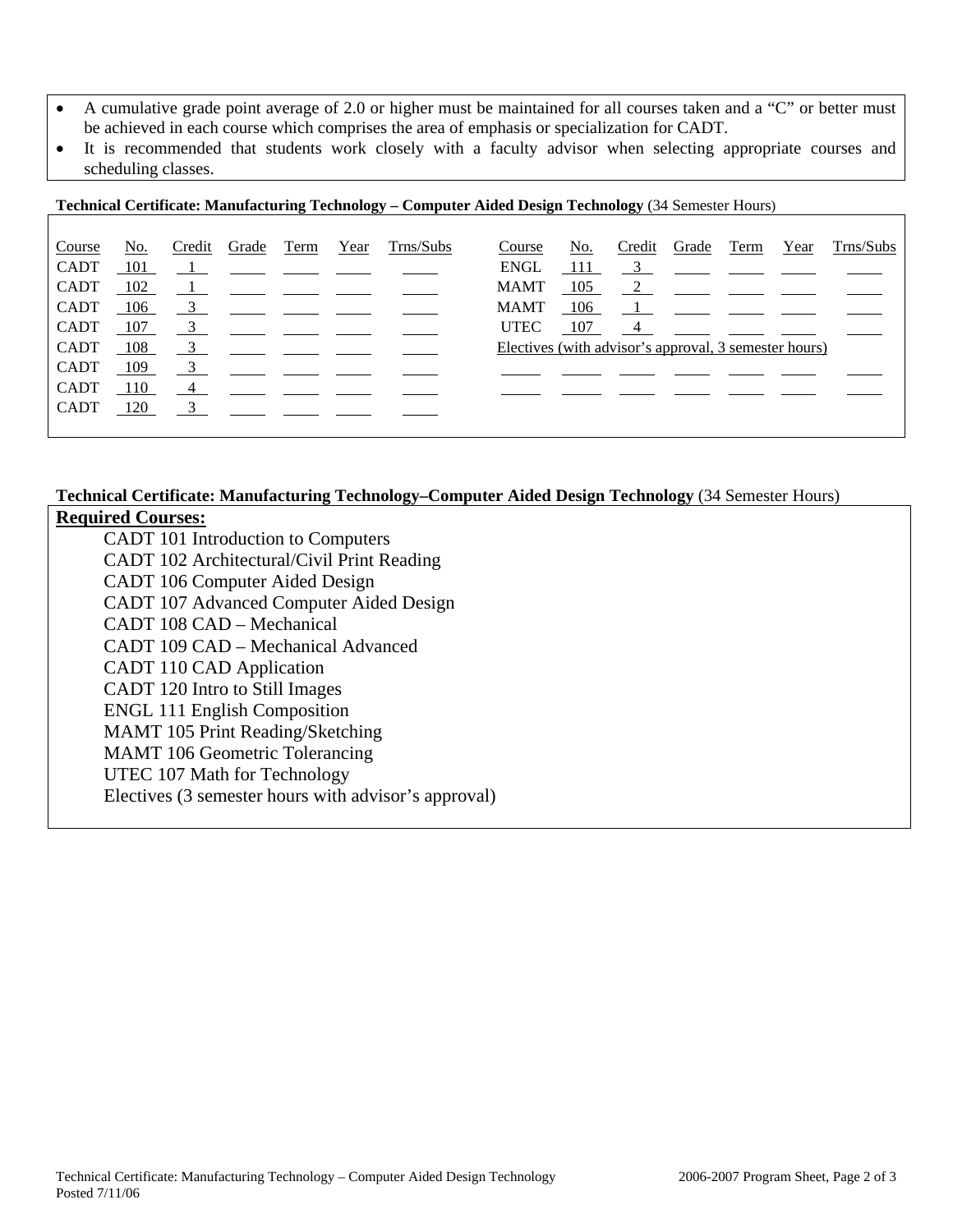- A cumulative grade point average of 2.0 or higher must be maintained for all courses taken and a "C" or better must be achieved in each course which comprises the area of emphasis or specialization for CADT.
- It is recommended that students work closely with a faculty advisor when selecting appropriate courses and scheduling classes.

**Technical Certificate: Manufacturing Technology – Computer Aided Design Technology** (34 Semester Hours)

| Course | No. | Credit | Grade | Term | Year | Trns/Subs | Course | No. | Credit | Grade | Term | Year | Trns/Subs |
|---|---|---|---|---|---|---|---|---|---|---|---|---|---|
| CADT | 101 | 1 | | | | | ENGL | 111 | 3 | | | | |
| CADT | 102 | 1 | | | | | MAMT | 105 | 2 | | | | |
| CADT | 106 | 3 | | | | | MAMT | 106 | 1 | | | | |
| CADT | 107 | 3 | | | | | UTEC | 107 | 4 | | | | |
| CADT | 108 | 3 | | | | | Electives (with advisor's approval, 3 semester hours) | | | | | | |
| CADT | 109 | 3 | | | | | | | | | | | |
| CADT | 110 | 4 | | | | | | | | | | | |
| CADT | 120 | 3 | | | | | | | | | | | |

**Technical Certificate: Manufacturing Technology–Computer Aided Design Technology** (34 Semester Hours)

**Required Courses:**

CADT 101 Introduction to Computers
CADT 102 Architectural/Civil Print Reading
CADT 106 Computer Aided Design
CADT 107 Advanced Computer Aided Design
CADT 108 CAD – Mechanical
CADT 109 CAD – Mechanical Advanced
CADT 110 CAD Application
CADT 120 Intro to Still Images
ENGL 111 English Composition
MAMT 105 Print Reading/Sketching
MAMT 106 Geometric Tolerancing
UTEC 107 Math for Technology
Electives (3 semester hours with advisor's approval)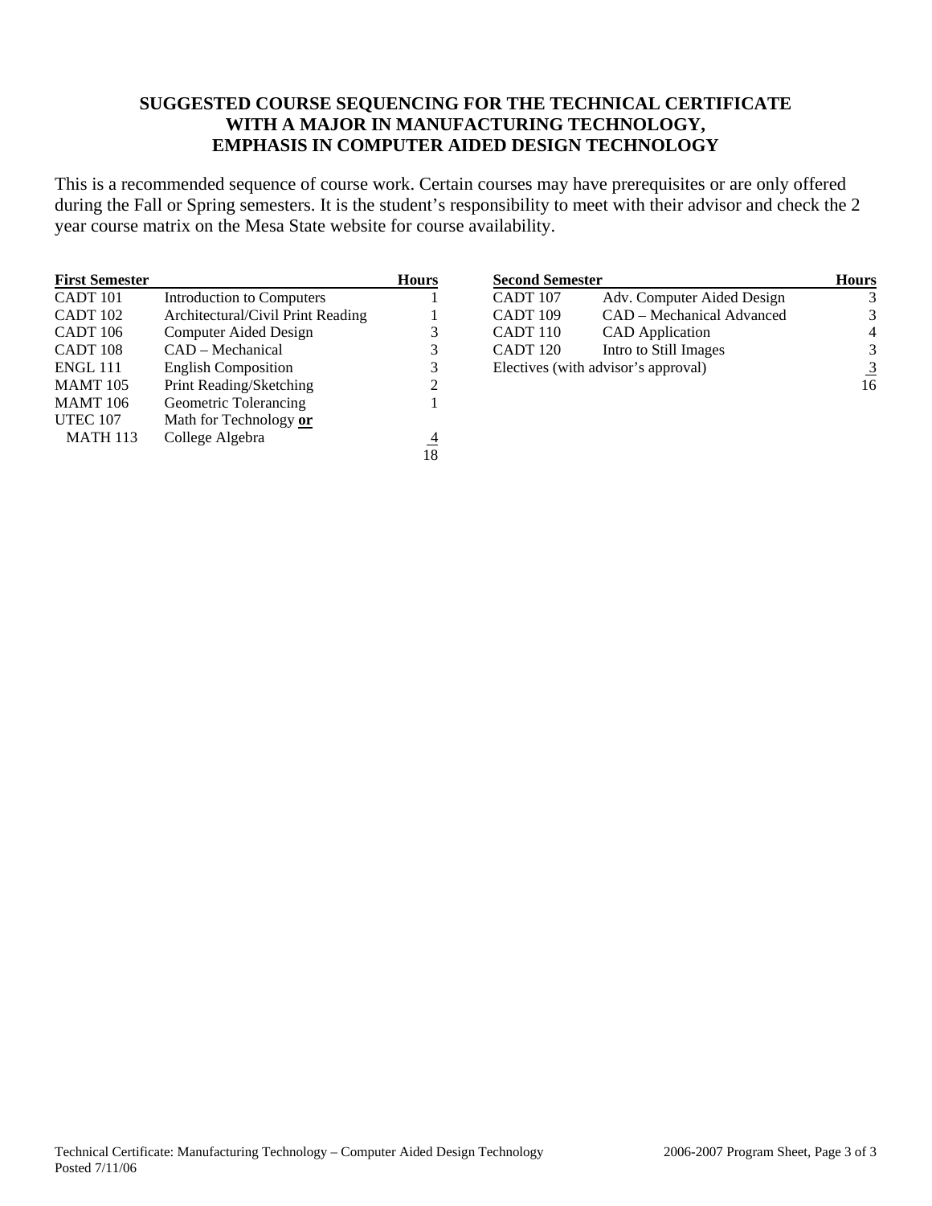## SUGGESTED COURSE SEQUENCING FOR THE TECHNICAL CERTIFICATE WITH A MAJOR IN MANUFACTURING TECHNOLOGY, EMPHASIS IN COMPUTER AIDED DESIGN TECHNOLOGY

This is a recommended sequence of course work. Certain courses may have prerequisites or are only offered during the Fall or Spring semesters. It is the student's responsibility to meet with their advisor and check the 2 year course matrix on the Mesa State website for course availability.

| First Semester | | Hours |
|---|---|---|
| CADT 101 | Introduction to Computers | 1 |
| CADT 102 | Architectural/Civil Print Reading | 1 |
| CADT 106 | Computer Aided Design | 3 |
| CADT 108 | CAD – Mechanical | 3 |
| ENGL 111 | English Composition | 3 |
| MAMT 105 | Print Reading/Sketching | 2 |
| MAMT 106 | Geometric Tolerancing | 1 |
| UTEC 107 | Math for Technology **or** | |
| MATH 113 | College Algebra | 4 |
| | | 18 |

| Second Semester | | Hours |
|---|---|---|
| CADT 107 | Adv. Computer Aided Design | 3 |
| CADT 109 | CAD – Mechanical Advanced | 3 |
| CADT 110 | CAD Application | 4 |
| CADT 120 | Intro to Still Images | 3 |
| Electives (with advisor's approval) | | 3 |
| | | 16 |

Technical Certificate: Manufacturing Technology – Computer Aided Design Technology
Posted 7/11/06